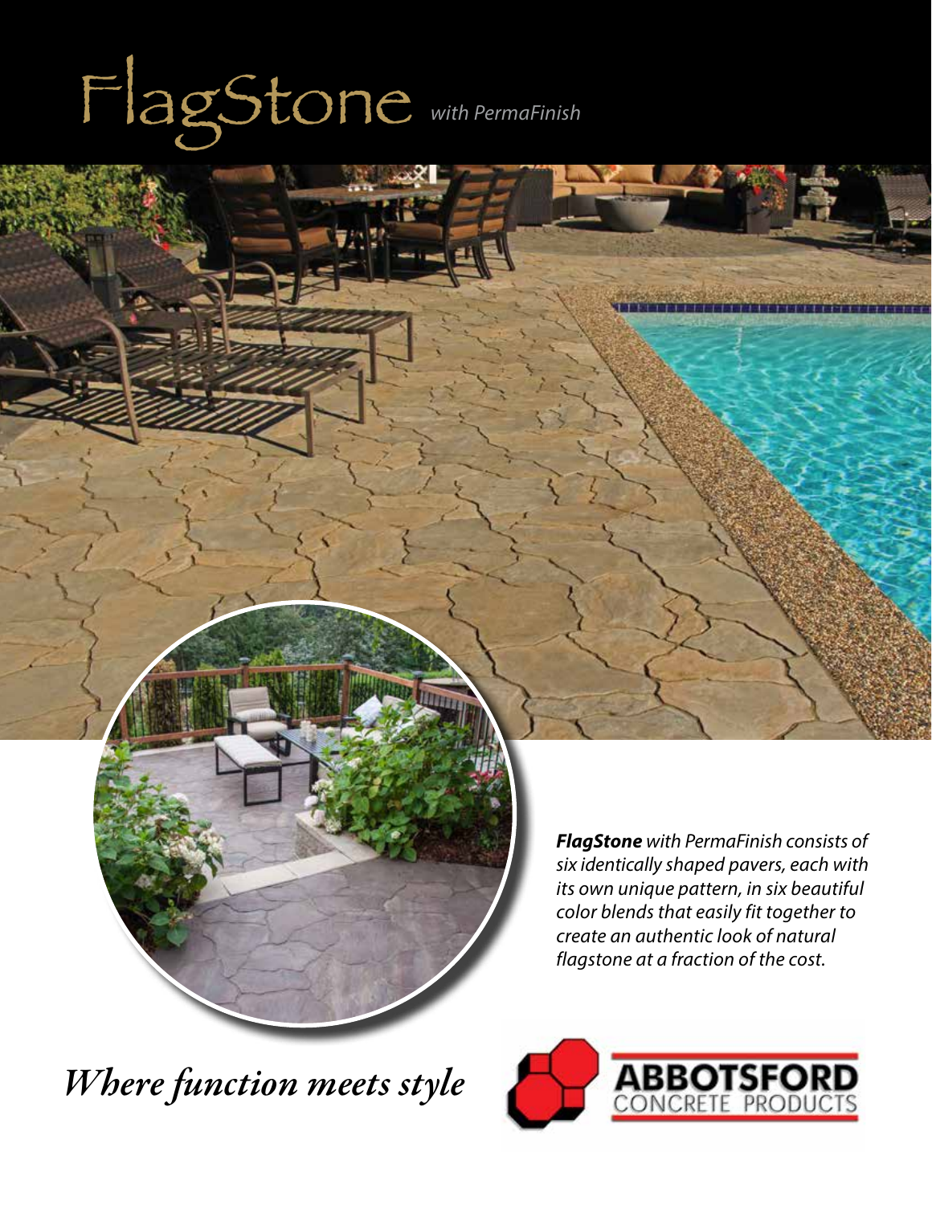# FlagStone *with PermaFinish*

***FlagStone** with PermaFinish consists of six identically shaped pavers, each with its own unique pattern, in six beautiful color blends that easily fit together to create an authentic look of natural flagstone at a fraction of the cost.*

*Where function meets style*

ABBOTSFORD CONCRETE PRODUCTS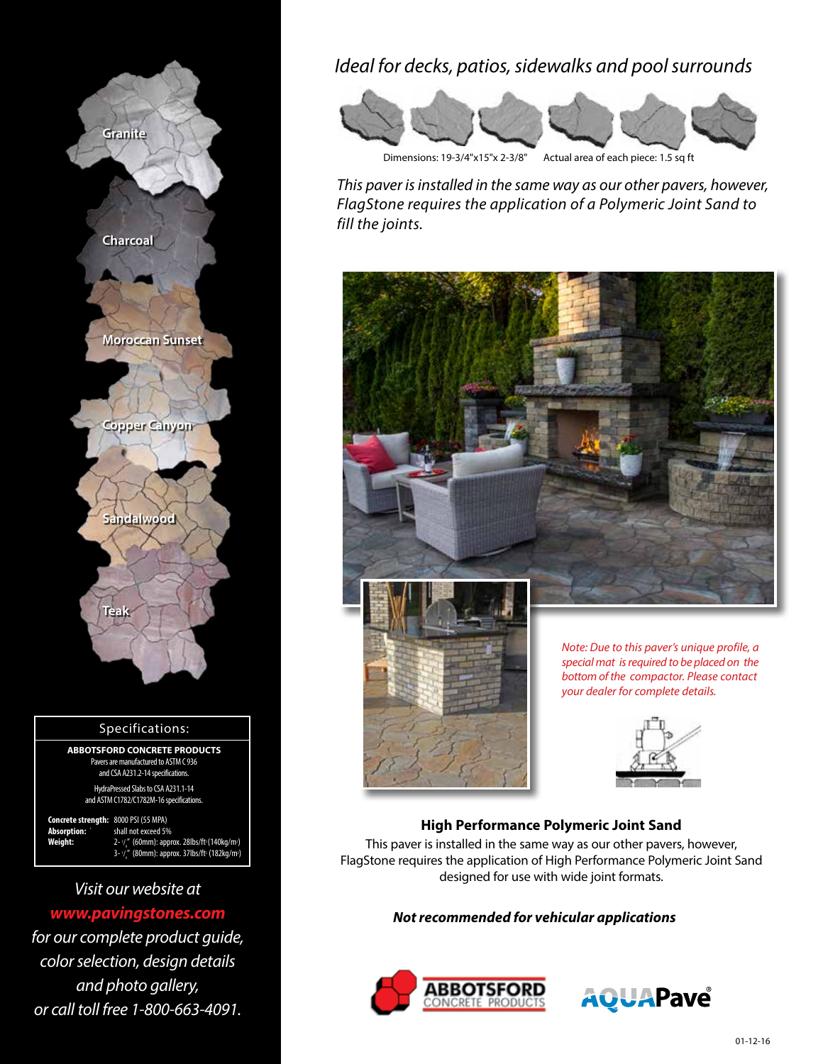Granite

Charcoal

Moroccan Sunset

Copper Canyon

Sandalwood

Teak

## Specifications:

**ABBOTSFORD CONCRETE PRODUCTS**
Pavers are manufactured to ASTM C 936 and CSA A231.2-14 specifications.

HydraPressed Slabs to CSA A231.1-14 and ASTM C1782/C1782M-16 specifications.

| | |
|---|---|
| **Concrete strength:** | 8000 PSI (55 MPA) |
| **Absorption:** | shall not exceed 5% |
| **Weight:** | 2-3/8" (60mm): approx. 28lbs/ft² (140kg/m²) |
| | 3-1/8" (80mm): approx. 37lbs/ft² (182kg/m²) |

*Visit our website at*
***www.pavingstones.com***
*for our complete product guide, color selection, design details and photo gallery, or call toll free 1-800-663-4091.*

*Ideal for decks, patios, sidewalks and pool surrounds*

Dimensions: 19-3/4"x15"x 2-3/8"  Actual area of each piece: 1.5 sq ft

*This paver is installed in the same way as our other pavers, however, FlagStone requires the application of a Polymeric Joint Sand to fill the joints.*

*Note: Due to this paver's unique profile, a special mat is required to be placed on the bottom of the compactor. Please contact your dealer for complete details.*

**High Performance Polymeric Joint Sand**

This paver is installed in the same way as our other pavers, however, FlagStone requires the application of High Performance Polymeric Joint Sand designed for use with wide joint formats.

***Not recommended for vehicular applications***

ABBOTSFORD CONCRETE PRODUCTS

AQUAPave®

01-12-16